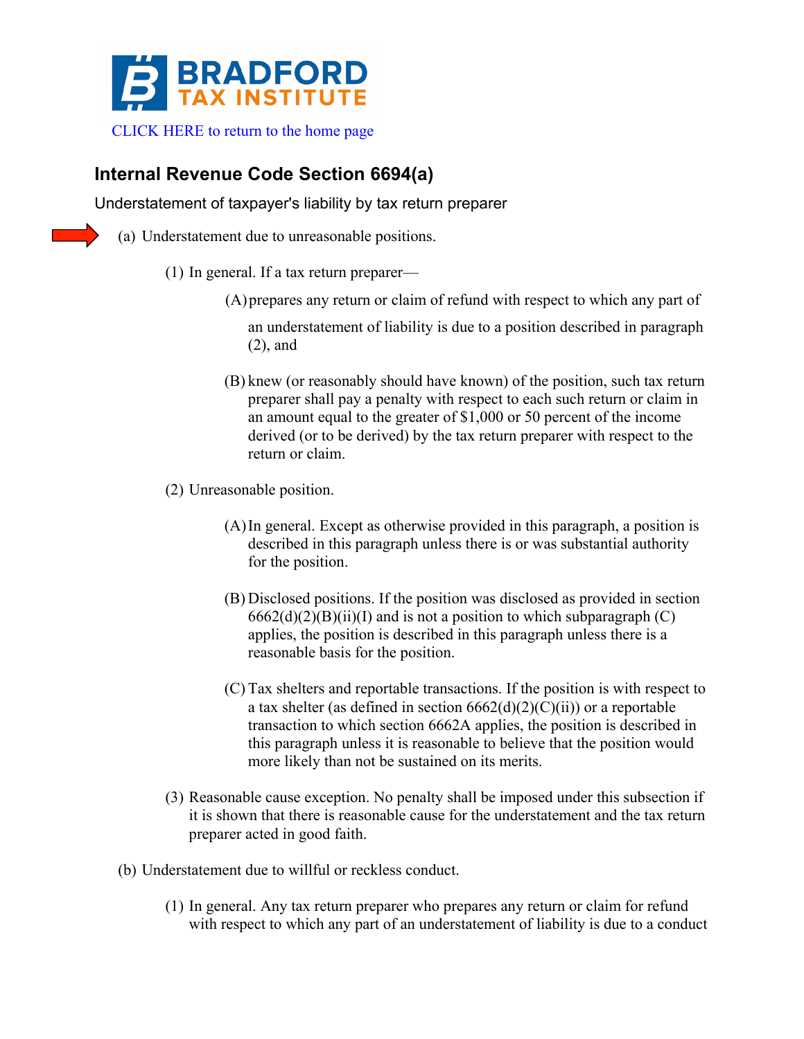# BRADFORD TAX INSTITUTE

CLICK HERE to return to the home page

## Internal Revenue Code Section 6694(a)

Understatement of taxpayer's liability by tax return preparer

(a) Understatement due to unreasonable positions.

(1) In general. If a tax return preparer—

(A) prepares any return or claim of refund with respect to which any part of an understatement of liability is due to a position described in paragraph (2), and

(B) knew (or reasonably should have known) of the position, such tax return preparer shall pay a penalty with respect to each such return or claim in an amount equal to the greater of $1,000 or 50 percent of the income derived (or to be derived) by the tax return preparer with respect to the return or claim.

(2) Unreasonable position.

(A) In general. Except as otherwise provided in this paragraph, a position is described in this paragraph unless there is or was substantial authority for the position.

(B) Disclosed positions. If the position was disclosed as provided in section 6662(d)(2)(B)(ii)(I) and is not a position to which subparagraph (C) applies, the position is described in this paragraph unless there is a reasonable basis for the position.

(C) Tax shelters and reportable transactions. If the position is with respect to a tax shelter (as defined in section 6662(d)(2)(C)(ii)) or a reportable transaction to which section 6662A applies, the position is described in this paragraph unless it is reasonable to believe that the position would more likely than not be sustained on its merits.

(3) Reasonable cause exception. No penalty shall be imposed under this subsection if it is shown that there is reasonable cause for the understatement and the tax return preparer acted in good faith.

(b) Understatement due to willful or reckless conduct.

(1) In general. Any tax return preparer who prepares any return or claim for refund with respect to which any part of an understatement of liability is due to a conduct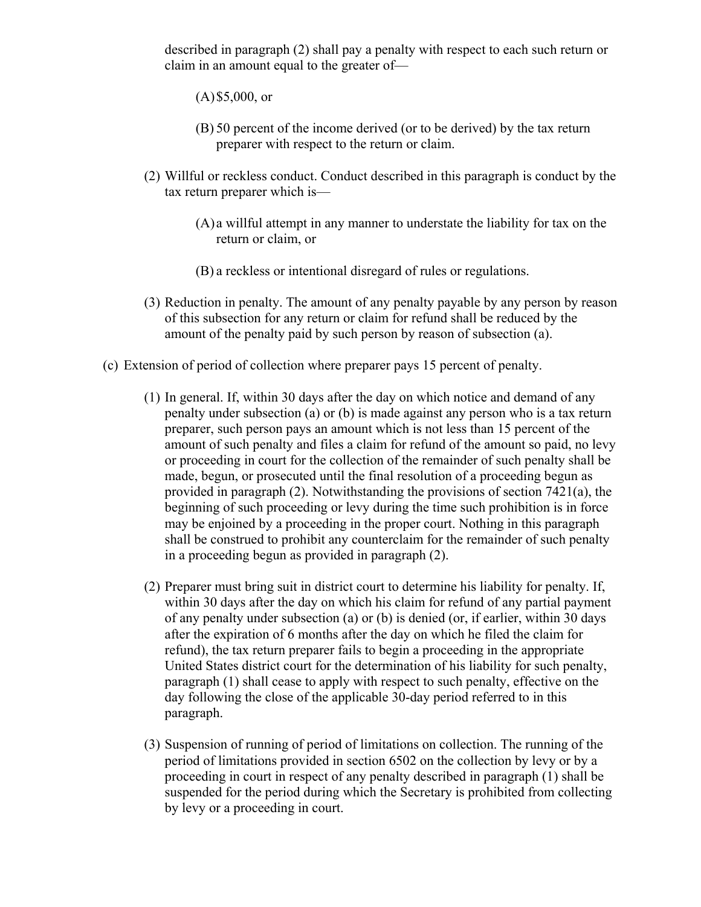described in paragraph (2) shall pay a penalty with respect to each such return or claim in an amount equal to the greater of—

(A) $5,000, or

(B) 50 percent of the income derived (or to be derived) by the tax return preparer with respect to the return or claim.

(2) Willful or reckless conduct. Conduct described in this paragraph is conduct by the tax return preparer which is—

(A) a willful attempt in any manner to understate the liability for tax on the return or claim, or

(B) a reckless or intentional disregard of rules or regulations.

(3) Reduction in penalty. The amount of any penalty payable by any person by reason of this subsection for any return or claim for refund shall be reduced by the amount of the penalty paid by such person by reason of subsection (a).

(c) Extension of period of collection where preparer pays 15 percent of penalty.

(1) In general. If, within 30 days after the day on which notice and demand of any penalty under subsection (a) or (b) is made against any person who is a tax return preparer, such person pays an amount which is not less than 15 percent of the amount of such penalty and files a claim for refund of the amount so paid, no levy or proceeding in court for the collection of the remainder of such penalty shall be made, begun, or prosecuted until the final resolution of a proceeding begun as provided in paragraph (2). Notwithstanding the provisions of section 7421(a), the beginning of such proceeding or levy during the time such prohibition is in force may be enjoined by a proceeding in the proper court. Nothing in this paragraph shall be construed to prohibit any counterclaim for the remainder of such penalty in a proceeding begun as provided in paragraph (2).

(2) Preparer must bring suit in district court to determine his liability for penalty. If, within 30 days after the day on which his claim for refund of any partial payment of any penalty under subsection (a) or (b) is denied (or, if earlier, within 30 days after the expiration of 6 months after the day on which he filed the claim for refund), the tax return preparer fails to begin a proceeding in the appropriate United States district court for the determination of his liability for such penalty, paragraph (1) shall cease to apply with respect to such penalty, effective on the day following the close of the applicable 30-day period referred to in this paragraph.

(3) Suspension of running of period of limitations on collection. The running of the period of limitations provided in section 6502 on the collection by levy or by a proceeding in court in respect of any penalty described in paragraph (1) shall be suspended for the period during which the Secretary is prohibited from collecting by levy or a proceeding in court.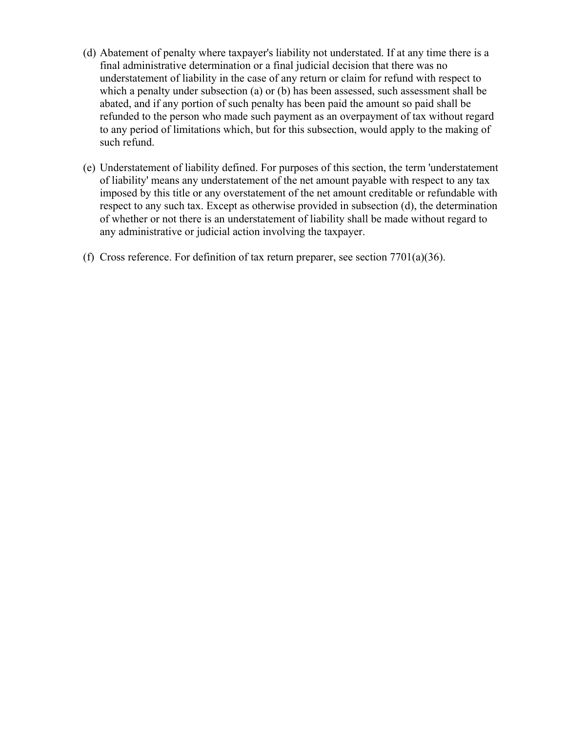(d) Abatement of penalty where taxpayer's liability not understated. If at any time there is a final administrative determination or a final judicial decision that there was no understatement of liability in the case of any return or claim for refund with respect to which a penalty under subsection (a) or (b) has been assessed, such assessment shall be abated, and if any portion of such penalty has been paid the amount so paid shall be refunded to the person who made such payment as an overpayment of tax without regard to any period of limitations which, but for this subsection, would apply to the making of such refund.

(e) Understatement of liability defined. For purposes of this section, the term 'understatement of liability' means any understatement of the net amount payable with respect to any tax imposed by this title or any overstatement of the net amount creditable or refundable with respect to any such tax. Except as otherwise provided in subsection (d), the determination of whether or not there is an understatement of liability shall be made without regard to any administrative or judicial action involving the taxpayer.

(f) Cross reference. For definition of tax return preparer, see section 7701(a)(36).